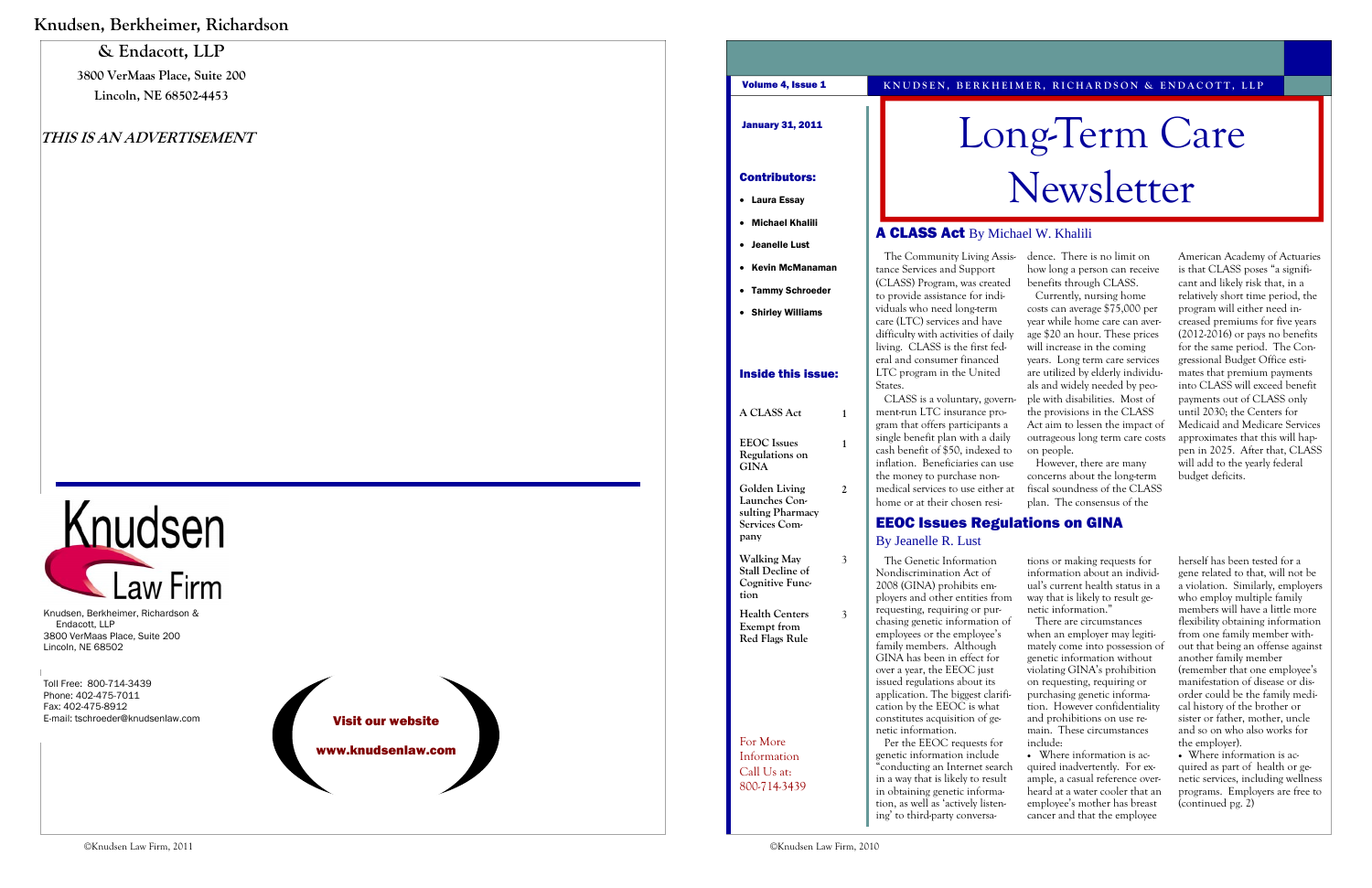**Knudsen, Berkheimer, Richardson**

**& Endacott, LLP**

**3800 VerMaas Place, Suite 200**

**Lincoln, NE 68502-4453**

***THIS IS AN ADVERTISEMENT***

Knudsen Law Firm

Knudsen, Berkheimer, Richardson & Endacott, LLP
3800 VerMaas Place, Suite 200
Lincoln, NE 68502

Toll Free: 800-714-3439
Phone: 402-475-7011
Fax: 402-475-8912
E-mail: tschroeder@knudsenlaw.com

**Visit our website**

**www.knudsenlaw.com**

©Knudsen Law Firm, 2011

---

**Volume 4, Issue 1** KNUDSEN, BERKHEIMER, RICHARDSON & ENDACOTT, LLP

**January 31, 2011**

# Long-Term Care Newsletter

**Contributors:**

- **Laura Essay**
- **Michael Khalili**
- **Jeanelle Lust**
- **Kevin McManaman**
- **Tammy Schroeder**
- **Shirley Williams**

**Inside this issue:**

| | |
|---|---|
| A CLASS Act | 1 |
| EEOC Issues Regulations on GINA | 1 |
| Golden Living Launches Consulting Pharmacy Services Company | 2 |
| Walking May Stall Decline of Cognitive Function | 3 |
| Health Centers Exempt from Red Flags Rule | 3 |

For More Information Call Us at: 800-714-3439

## A CLASS Act By Michael W. Khalili

The Community Living Assistance Services and Support (CLASS) Program, was created to provide assistance for individuals who need long-term care (LTC) services and have difficulty with activities of daily living. CLASS is the first federal and consumer financed LTC program in the United States.

CLASS is a voluntary, government-run LTC insurance program that offers participants a single benefit plan with a daily cash benefit of $50, indexed to inflation. Beneficiaries can use the money to purchase non-medical services to use either at home or at their chosen residence. There is no limit on how long a person can receive benefits through CLASS.

Currently, nursing home costs can average $75,000 per year while home care can average $20 an hour. These prices will increase in the coming years. Long term care services are utilized by elderly individuals and widely needed by people with disabilities. Most of the provisions in the CLASS Act aim to lessen the impact of outrageous long term care costs on people.

However, there are many concerns about the long-term fiscal soundness of the CLASS plan. The consensus of the American Academy of Actuaries is that CLASS poses "a significant and likely risk that, in a relatively short time period, the program will either need increased premiums for five years (2012-2016) or pays no benefits for the same period. The Congressional Budget Office estimates that premium payments into CLASS will exceed benefit payments out of CLASS only until 2030; the Centers for Medicaid and Medicare Services approximates that this will happen in 2025. After that, CLASS will add to the yearly federal budget deficits.

## EEOC Issues Regulations on GINA

By Jeanelle R. Lust

The Genetic Information Nondiscrimination Act of 2008 (GINA) prohibits employers and other entities from requesting, requiring or purchasing genetic information of employees or the employee's family members. Although GINA has been in effect for over a year, the EEOC just issued regulations about its application. The biggest clarification by the EEOC is what constitutes acquisition of genetic information.

Per the EEOC requests for genetic information include "conducting an Internet search in a way that is likely to result in obtaining genetic information, as well as 'actively listening' to third-party conversations or making requests for information about an individual's current health status in a way that is likely to result genetic information."

There are circumstances when an employer may legitimately come into possession of genetic information without violating GINA's prohibition on requesting, requiring or purchasing genetic information. However confidentiality and prohibitions on use remain. These circumstances include:

- Where information is acquired inadvertently. For example, a casual reference overheard at a water cooler that an employee's mother has breast cancer and that the employee herself has been tested for a gene related to that, will not be a violation. Similarly, employers who employ multiple family members will have a little more flexibility obtaining information from one family member without that being an offense against another family member (remember that one employee's manifestation of disease or disorder could be the family medical history of the brother or sister or father, mother, uncle and so on who also works for the employer).
- Where information is acquired as part of health or genetic services, including wellness programs. Employers are free to (continued pg. 2)

©Knudsen Law Firm, 2010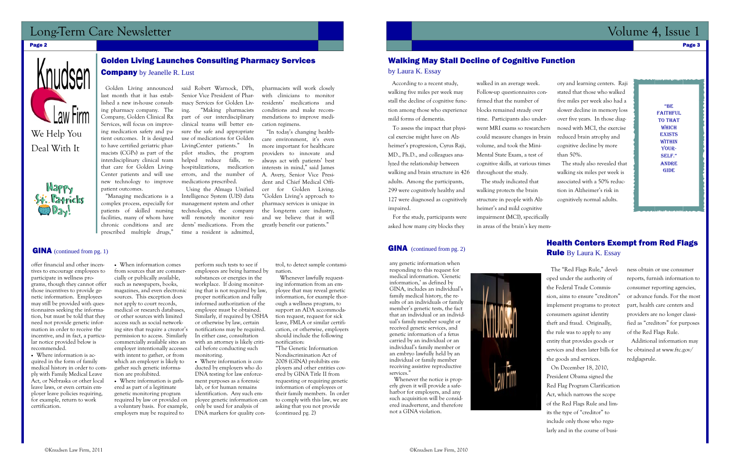## Golden Living Launches Consulting Pharmacy Services Company by Jeanelle R. Lust

Knudsen Law Firm

We Help You Deal With It

Happy St. Patricks Day!

Golden Living announced last month that it has established a new in-house consulting pharmacy company. The Company, Golden Clinical Rx Services, will focus on improving medication safety and patient outcomes. It is designed to have certified geriatric pharmacists (CGPs) as part of the interdisciplinary clinical team that care for Golden LivingCenter patients and will use new technology to improve patient outcomes.

"Managing medications is a complex process, especially for patients of skilled nursing facilities, many of whom have chronic conditions and are prescribed multiple drugs," said Robert Warnock, DPh, Senior Vice President of Pharmacy Services for Golden Living. "Making pharmacists part of our interdisciplinary clinical teams will better ensure the safe and appropriate use of medications for Golden LivingCenter patients." In pilot studies, the program helped reduce falls, rehospitalizations, medication errors, and the number of medications prescribed.

Using the Almaga Unified Intelligence System (UIS) data management system and other technologies, the company will remotely monitor residents' medications. From the time a resident is admitted, pharmacists will work closely with clinicians to monitor residents' medications and conditions and make recommendations to improve medication regimens.

"In today's changing healthcare environment, it's even more important for healthcare providers to innovate and always act with patients' best interests in mind," said James A. Avery, Senior Vice President and Chief Medical Officer for Golden Living. "Golden Living's approach to pharmacy services is unique in the long-term care industry, and we believe that it will greatly benefit our patients."

## GINA (continued from pg. 1)

offer financial and other incentives to encourage employees to participate in wellness programs, though they cannot offer those incentives to provide genetic information. Employees may still be provided with questionnaires seeking the information, but must be told that they need not provide genetic information in order to receive the incentive, and in fact, a particular notice provided below is recommended.

- Where information is acquired in the form of family medical history in order to comply with Family Medical Leave Act, or Nebraska or other local leave laws, or even certain employer leave policies requiring, for example, return to work certification.
- When information comes from sources that are commercially or publically available, such as newspapers, books, magazines, and even electronic sources. This exception does not apply to court records, medical or research databases, or other sources with limited access such as social networking sites that require a creator's permission to access. Similarly commercially available sites an employer intentionally accesses with intent to gather, or from which an employer is likely to gather such genetic information are prohibited.
- Where information is gathered as part of a legitimate genetic monitoring program required by law or provided on a voluntary basis. For example, employers may be required to perform such tests to see if employees are being harmed by substances or energies in the workplace. If doing monitoring that is not required by law, proper notification and fully informed authorization of the employee must be obtained. Similarly, if required by OSHA or otherwise by law, certain notifications may be required. In either case, consultation with an attorney is likely critical before conducting such monitoring.
- Where information is conducted by employers who do DNA testing for law enforcement purposes as a forensic lab, or for human remains identification. Any such employee genetic information can only be used for analysis of DNA markers for quality control, to detect sample contamination.

Whenever lawfully requesting information from an employee that may reveal genetic information, for example thorough a wellness program, to support an ADA accommodation request, request for sick leave, FMLA or similar certification, or otherwise, employers should include the following notification:

"The Genetic Information Nondiscrimination Act of 2008 (GINA) prohibits employers and other entities covered by GINA Title II from requesting or requiring genetic information of employees or their family members. In order to comply with this law, we are asking that you not provide (continued pg. 2)

## Walking May Stall Decline of Cognitive Function

by Laura K. Essay

According to a recent study, walking five miles per week may stall the decline of cognitive function among those who experience mild forms of dementia.

To assess the impact that physical exercise might have on Alzheimer's progression, Cyrus Raji, MD., Ph.D., and colleagues analyzed the relationship between walking and brain structure in 426 adults. Among the participants, 299 were cognitively healthy and 127 were diagnosed as cognitively impaired.

For the study, participants were asked how many city blocks they walked in an average week. Follow-up questionnaires confirmed that the number of blocks remained steady over time. Participants also underwent MRI exams so researchers could measure changes in brain volume, and took the Mini-Mental State Exam, a test of cognitive skills, at various times throughout the study.

The study indicated that walking protects the brain structure in people with Alzheimer's and mild cognitive impairment (MCI), specifically in areas of the brain's key memory and learning centers. Raji stated that those who walked five miles per week also had a slower decline in memory loss over five years. In those diagnosed with MCI, the exercise reduced brain atrophy and cognitive decline by more than 50%.

The study also revealed that walking six miles per week is associated with a 50% reduction in Alzheimer's risk in cognitively normal adults.

"Be faithful to that which exists within yourself." Andre Gide

## GINA (continued from pg. 2)

any genetic information when responding to this request for medical information. 'Genetic information,' as defined by GINA, includes an individual's family medical history, the results of an individuals or family member's genetic tests, the fact that an individual or an individual's family member sought or received genetic services, and genetic information of a fetus carried by an individual or an individual's family member or an embryo lawfully held by an individual or family member receiving assistive reproductive services."

Whenever the notice is properly given it will provide a safe-harbor for employers, and any such acquisition will be considered inadvertent, and therefore not a GINA violation.

Knudsen Law Firm

## Health Centers Exempt from Red Flags Rule By Laura K. Essay

The "Red Flags Rule," developed under the authority of the Federal Trade Commission, aims to ensure "creditors" implement programs to protect consumers against identity theft and fraud. Originally, the rule was to apply to any entity that provides goods or services and then later bills for the goods and services.

On December 18, 2010, President Obama signed the Red Flag Program Clarification Act, which narrows the scope of the Red Flags Rule and limits the type of "creditor" to include only those who regularly and in the course of business obtain or use consumer reports, furnish information to consumer reporting agencies, or advance funds. For the most part, health care centers and providers are no longer classified as "creditors" for purposes of the Red Flags Rule.

Additional information may be obtained at www.ftc.gov/redglagsrule.

©Knudsen Law Firm, 2011

©Knudsen Law Firm, 2010